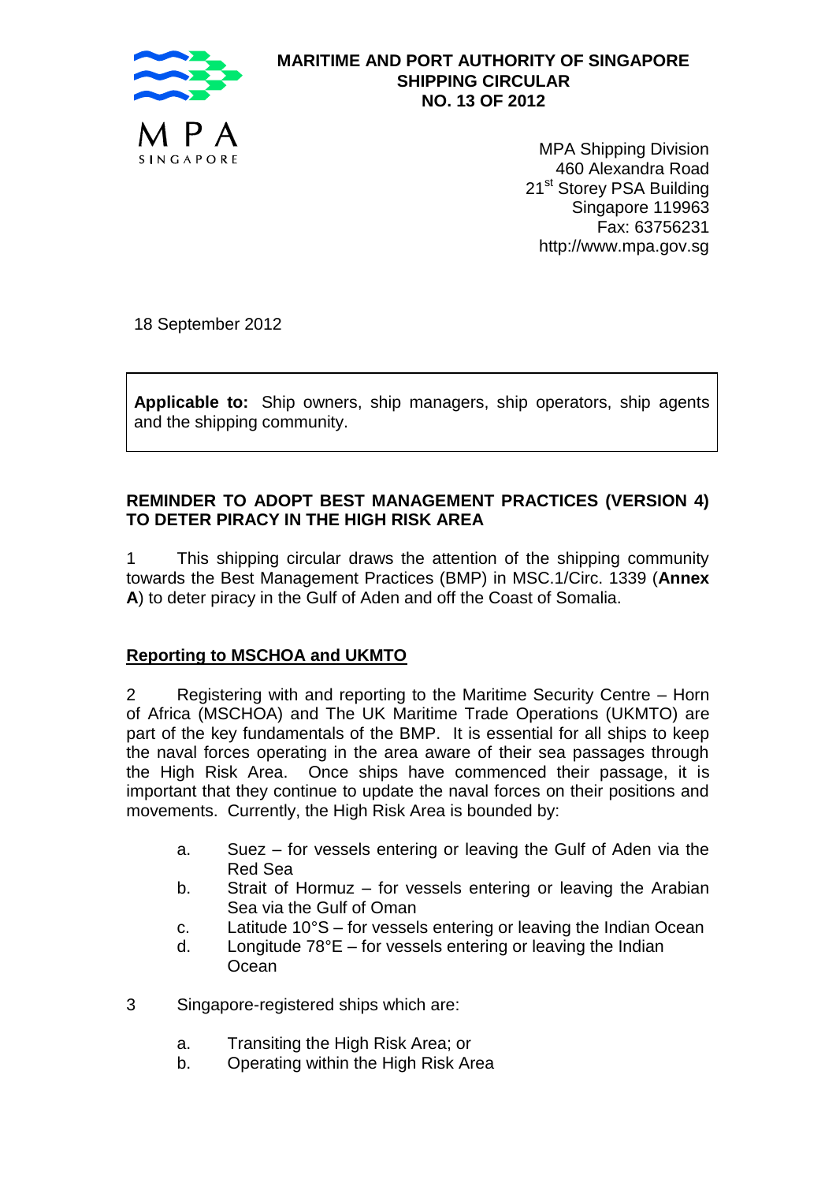**MARITIME AND PORT AUTHORITY OF SINGAPORE**
**SHIPPING CIRCULAR**
**NO. 13 OF 2012**

MPA Shipping Division
460 Alexandra Road
21st Storey PSA Building
Singapore 119963
Fax: 63756231
http://www.mpa.gov.sg

18 September 2012

**Applicable to:** Ship owners, ship managers, ship operators, ship agents and the shipping community.

## REMINDER TO ADOPT BEST MANAGEMENT PRACTICES (VERSION 4) TO DETER PIRACY IN THE HIGH RISK AREA

1 This shipping circular draws the attention of the shipping community towards the Best Management Practices (BMP) in MSC.1/Circ. 1339 (**Annex A**) to deter piracy in the Gulf of Aden and off the Coast of Somalia.

### Reporting to MSCHOA and UKMTO

2 Registering with and reporting to the Maritime Security Centre – Horn of Africa (MSCHOA) and The UK Maritime Trade Operations (UKMTO) are part of the key fundamentals of the BMP. It is essential for all ships to keep the naval forces operating in the area aware of their sea passages through the High Risk Area. Once ships have commenced their passage, it is important that they continue to update the naval forces on their positions and movements. Currently, the High Risk Area is bounded by:

a. Suez – for vessels entering or leaving the Gulf of Aden via the Red Sea
b. Strait of Hormuz – for vessels entering or leaving the Arabian Sea via the Gulf of Oman
c. Latitude 10°S – for vessels entering or leaving the Indian Ocean
d. Longitude 78°E – for vessels entering or leaving the Indian Ocean

3 Singapore-registered ships which are:

a. Transiting the High Risk Area; or
b. Operating within the High Risk Area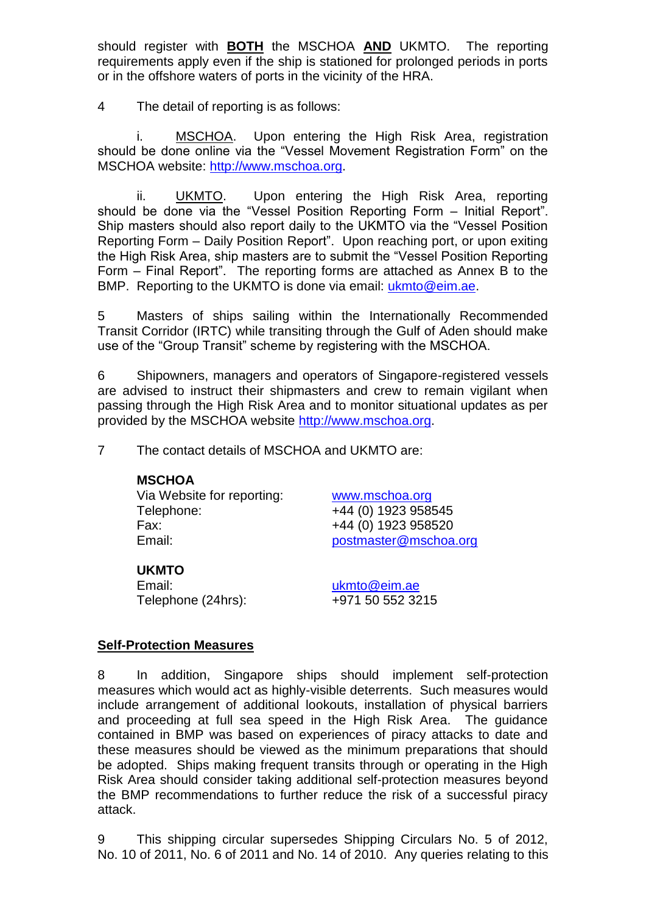should register with **BOTH** the MSCHOA **AND** UKMTO. The reporting requirements apply even if the ship is stationed for prolonged periods in ports or in the offshore waters of ports in the vicinity of the HRA.

4 The detail of reporting is as follows:

i. MSCHOA. Upon entering the High Risk Area, registration should be done online via the "Vessel Movement Registration Form" on the MSCHOA website: http://www.mschoa.org.

ii. UKMTO. Upon entering the High Risk Area, reporting should be done via the "Vessel Position Reporting Form – Initial Report". Ship masters should also report daily to the UKMTO via the "Vessel Position Reporting Form – Daily Position Report". Upon reaching port, or upon exiting the High Risk Area, ship masters are to submit the "Vessel Position Reporting Form – Final Report". The reporting forms are attached as Annex B to the BMP. Reporting to the UKMTO is done via email: ukmto@eim.ae.

5 Masters of ships sailing within the Internationally Recommended Transit Corridor (IRTC) while transiting through the Gulf of Aden should make use of the "Group Transit" scheme by registering with the MSCHOA.

6 Shipowners, managers and operators of Singapore-registered vessels are advised to instruct their shipmasters and crew to remain vigilant when passing through the High Risk Area and to monitor situational updates as per provided by the MSCHOA website http://www.mschoa.org.

7 The contact details of MSCHOA and UKMTO are:

**MSCHOA**

| | |
|---|---|
| Via Website for reporting: | www.mschoa.org |
| Telephone: | +44 (0) 1923 958545 |
| Fax: | +44 (0) 1923 958520 |
| Email: | postmaster@mschoa.org |

**UKMTO**

| | |
|---|---|
| Email: | ukmto@eim.ae |
| Telephone (24hrs): | +971 50 552 3215 |

**Self-Protection Measures**

8 In addition, Singapore ships should implement self-protection measures which would act as highly-visible deterrents. Such measures would include arrangement of additional lookouts, installation of physical barriers and proceeding at full sea speed in the High Risk Area. The guidance contained in BMP was based on experiences of piracy attacks to date and these measures should be viewed as the minimum preparations that should be adopted. Ships making frequent transits through or operating in the High Risk Area should consider taking additional self-protection measures beyond the BMP recommendations to further reduce the risk of a successful piracy attack.

9 This shipping circular supersedes Shipping Circulars No. 5 of 2012, No. 10 of 2011, No. 6 of 2011 and No. 14 of 2010. Any queries relating to this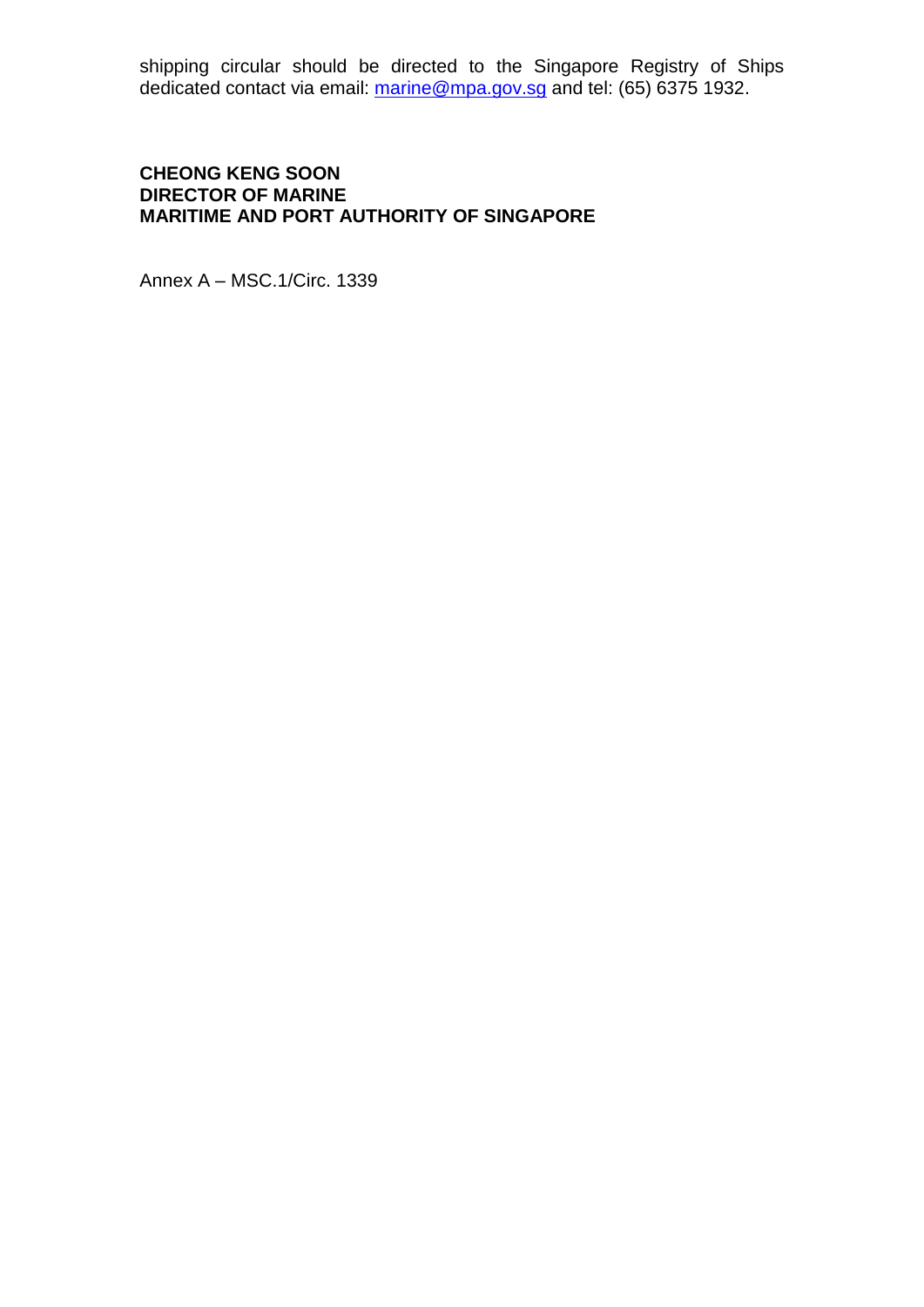shipping circular should be directed to the Singapore Registry of Ships dedicated contact via email: marine@mpa.gov.sg and tel: (65) 6375 1932.

**CHEONG KENG SOON**
**DIRECTOR OF MARINE**
**MARITIME AND PORT AUTHORITY OF SINGAPORE**

Annex A – MSC.1/Circ. 1339